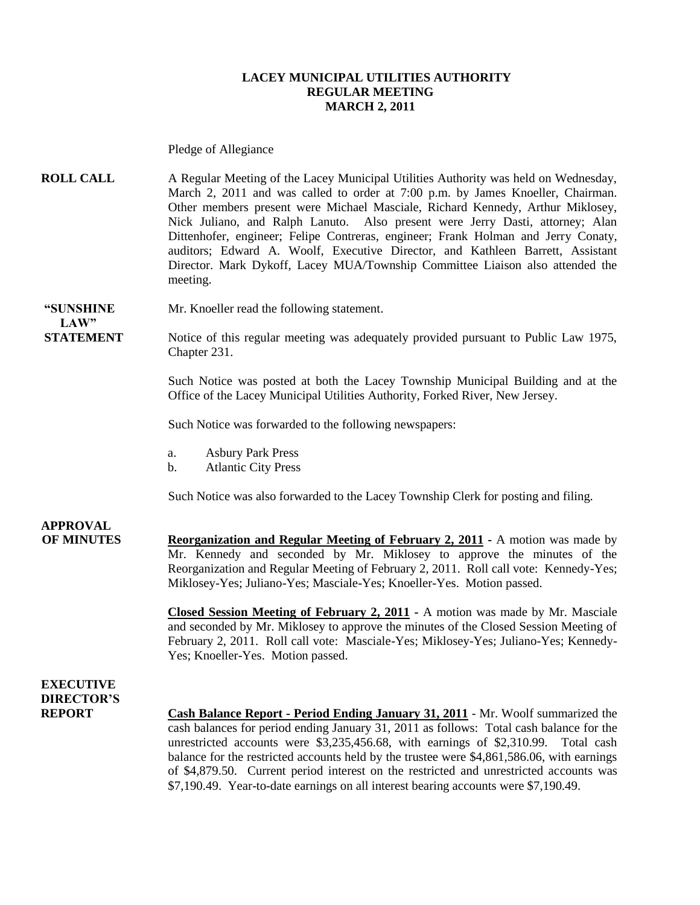**LACEY MUNICIPAL UTILITIES AUTHORITY**
**REGULAR MEETING**
**MARCH 2, 2011**

Pledge of Allegiance

**ROLL CALL** A Regular Meeting of the Lacey Municipal Utilities Authority was held on Wednesday, March 2, 2011 and was called to order at 7:00 p.m. by James Knoeller, Chairman. Other members present were Michael Masciale, Richard Kennedy, Arthur Miklosey, Nick Juliano, and Ralph Lanuto. Also present were Jerry Dasti, attorney; Alan Dittenhofer, engineer; Felipe Contreras, engineer; Frank Holman and Jerry Conaty, auditors; Edward A. Woolf, Executive Director, and Kathleen Barrett, Assistant Director. Mark Dykoff, Lacey MUA/Township Committee Liaison also attended the meeting.

**"SUNSHINE LAW" STATEMENT** Mr. Knoeller read the following statement.

Notice of this regular meeting was adequately provided pursuant to Public Law 1975, Chapter 231.

Such Notice was posted at both the Lacey Township Municipal Building and at the Office of the Lacey Municipal Utilities Authority, Forked River, New Jersey.

Such Notice was forwarded to the following newspapers:

a. Asbury Park Press
b. Atlantic City Press

Such Notice was also forwarded to the Lacey Township Clerk for posting and filing.

**APPROVAL OF MINUTES**

**Reorganization and Regular Meeting of February 2, 2011** - A motion was made by Mr. Kennedy and seconded by Mr. Miklosey to approve the minutes of the Reorganization and Regular Meeting of February 2, 2011. Roll call vote: Kennedy-Yes; Miklosey-Yes; Juliano-Yes; Masciale-Yes; Knoeller-Yes. Motion passed.

**Closed Session Meeting of February 2, 2011** - A motion was made by Mr. Masciale and seconded by Mr. Miklosey to approve the minutes of the Closed Session Meeting of February 2, 2011. Roll call vote: Masciale-Yes; Miklosey-Yes; Juliano-Yes; Kennedy-Yes; Knoeller-Yes. Motion passed.

**EXECUTIVE DIRECTOR'S REPORT**

**Cash Balance Report - Period Ending January 31, 2011** - Mr. Woolf summarized the cash balances for period ending January 31, 2011 as follows: Total cash balance for the unrestricted accounts were $3,235,456.68, with earnings of $2,310.99. Total cash balance for the restricted accounts held by the trustee were $4,861,586.06, with earnings of $4,879.50. Current period interest on the restricted and unrestricted accounts was $7,190.49. Year-to-date earnings on all interest bearing accounts were $7,190.49.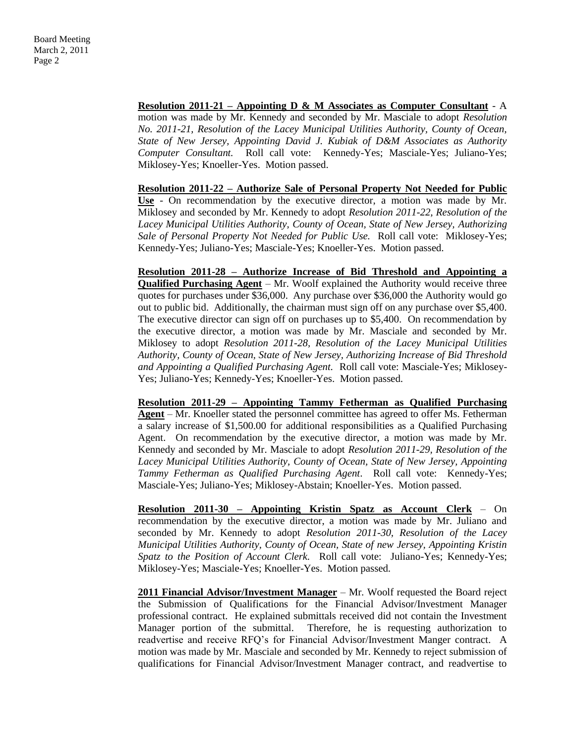**<u>Resolution 2011-21 – Appointing D & M Associates as Computer Consultant</u>** - A motion was made by Mr. Kennedy and seconded by Mr. Masciale to adopt *Resolution No. 2011-21, Resolution of the Lacey Municipal Utilities Authority, County of Ocean, State of New Jersey, Appointing David J. Kubiak of D&M Associates as Authority Computer Consultant.* Roll call vote: Kennedy-Yes; Masciale-Yes; Juliano-Yes; Miklosey-Yes; Knoeller-Yes. Motion passed.

**<u>Resolution 2011-22 – Authorize Sale of Personal Property Not Needed for Public Use</u>** - On recommendation by the executive director, a motion was made by Mr. Miklosey and seconded by Mr. Kennedy to adopt *Resolution 2011-22, Resolution of the Lacey Municipal Utilities Authority, County of Ocean, State of New Jersey, Authorizing Sale of Personal Property Not Needed for Public Use.* Roll call vote: Miklosey-Yes; Kennedy-Yes; Juliano-Yes; Masciale-Yes; Knoeller-Yes. Motion passed.

**<u>Resolution 2011-28 – Authorize Increase of Bid Threshold and Appointing a Qualified Purchasing Agent</u>** – Mr. Woolf explained the Authority would receive three quotes for purchases under $36,000. Any purchase over $36,000 the Authority would go out to public bid. Additionally, the chairman must sign off on any purchase over $5,400. The executive director can sign off on purchases up to $5,400. On recommendation by the executive director, a motion was made by Mr. Masciale and seconded by Mr. Miklosey to adopt *Resolution 2011-28, Resolution of the Lacey Municipal Utilities Authority, County of Ocean, State of New Jersey, Authorizing Increase of Bid Threshold and Appointing a Qualified Purchasing Agent.* Roll call vote: Masciale-Yes; Miklosey-Yes; Juliano-Yes; Kennedy-Yes; Knoeller-Yes. Motion passed.

**<u>Resolution 2011-29 – Appointing Tammy Fetherman as Qualified Purchasing Agent</u>** – Mr. Knoeller stated the personnel committee has agreed to offer Ms. Fetherman a salary increase of $1,500.00 for additional responsibilities as a Qualified Purchasing Agent. On recommendation by the executive director, a motion was made by Mr. Kennedy and seconded by Mr. Masciale to adopt *Resolution 2011-29, Resolution of the Lacey Municipal Utilities Authority, County of Ocean, State of New Jersey, Appointing Tammy Fetherman as Qualified Purchasing Agent*. Roll call vote: Kennedy-Yes; Masciale-Yes; Juliano-Yes; Miklosey-Abstain; Knoeller-Yes. Motion passed.

**<u>Resolution 2011-30 – Appointing Kristin Spatz as Account Clerk</u>** – On recommendation by the executive director, a motion was made by Mr. Juliano and seconded by Mr. Kennedy to adopt *Resolution 2011-30, Resolution of the Lacey Municipal Utilities Authority, County of Ocean, State of new Jersey, Appointing Kristin Spatz to the Position of Account Clerk.* Roll call vote: Juliano-Yes; Kennedy-Yes; Miklosey-Yes; Masciale-Yes; Knoeller-Yes. Motion passed.

**<u>2011 Financial Advisor/Investment Manager</u>** – Mr. Woolf requested the Board reject the Submission of Qualifications for the Financial Advisor/Investment Manager professional contract. He explained submittals received did not contain the Investment Manager portion of the submittal. Therefore, he is requesting authorization to readvertise and receive RFQ's for Financial Advisor/Investment Manger contract. A motion was made by Mr. Masciale and seconded by Mr. Kennedy to reject submission of qualifications for Financial Advisor/Investment Manager contract, and readvertise to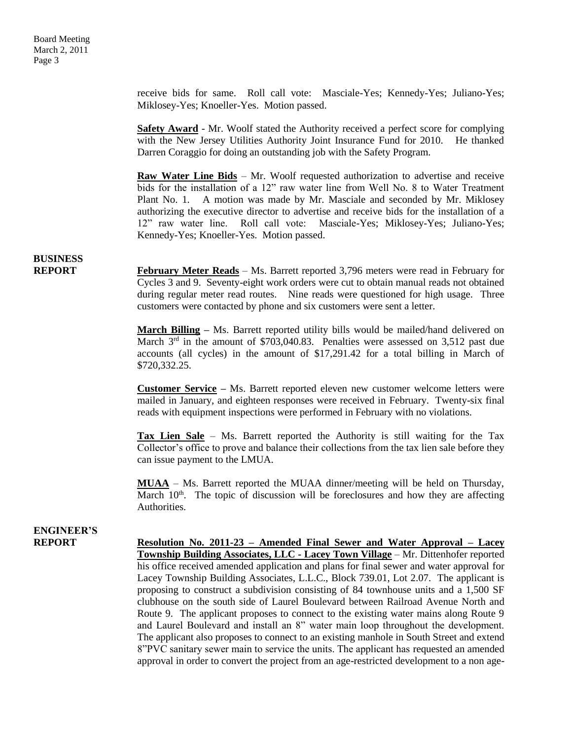receive bids for same. Roll call vote: Masciale-Yes; Kennedy-Yes; Juliano-Yes; Miklosey-Yes; Knoeller-Yes. Motion passed.

**Safety Award** - Mr. Woolf stated the Authority received a perfect score for complying with the New Jersey Utilities Authority Joint Insurance Fund for 2010. He thanked Darren Coraggio for doing an outstanding job with the Safety Program.

**Raw Water Line Bids** – Mr. Woolf requested authorization to advertise and receive bids for the installation of a 12" raw water line from Well No. 8 to Water Treatment Plant No. 1. A motion was made by Mr. Masciale and seconded by Mr. Miklosey authorizing the executive director to advertise and receive bids for the installation of a 12" raw water line. Roll call vote: Masciale-Yes; Miklosey-Yes; Juliano-Yes; Kennedy-Yes; Knoeller-Yes. Motion passed.

## BUSINESS REPORT

**February Meter Reads** – Ms. Barrett reported 3,796 meters were read in February for Cycles 3 and 9. Seventy-eight work orders were cut to obtain manual reads not obtained during regular meter read routes. Nine reads were questioned for high usage. Three customers were contacted by phone and six customers were sent a letter.

**March Billing –** Ms. Barrett reported utility bills would be mailed/hand delivered on March 3rd in the amount of $703,040.83. Penalties were assessed on 3,512 past due accounts (all cycles) in the amount of $17,291.42 for a total billing in March of $720,332.25.

**Customer Service –** Ms. Barrett reported eleven new customer welcome letters were mailed in January, and eighteen responses were received in February. Twenty-six final reads with equipment inspections were performed in February with no violations.

**Tax Lien Sale** – Ms. Barrett reported the Authority is still waiting for the Tax Collector's office to prove and balance their collections from the tax lien sale before they can issue payment to the LMUA.

**MUAA** – Ms. Barrett reported the MUAA dinner/meeting will be held on Thursday, March 10th. The topic of discussion will be foreclosures and how they are affecting Authorities.

## ENGINEER'S REPORT

**Resolution No. 2011-23 – Amended Final Sewer and Water Approval – Lacey Township Building Associates, LLC - Lacey Town Village** – Mr. Dittenhofer reported his office received amended application and plans for final sewer and water approval for Lacey Township Building Associates, L.L.C., Block 739.01, Lot 2.07. The applicant is proposing to construct a subdivision consisting of 84 townhouse units and a 1,500 SF clubhouse on the south side of Laurel Boulevard between Railroad Avenue North and Route 9. The applicant proposes to connect to the existing water mains along Route 9 and Laurel Boulevard and install an 8" water main loop throughout the development. The applicant also proposes to connect to an existing manhole in South Street and extend 8"PVC sanitary sewer main to service the units. The applicant has requested an amended approval in order to convert the project from an age-restricted development to a non age-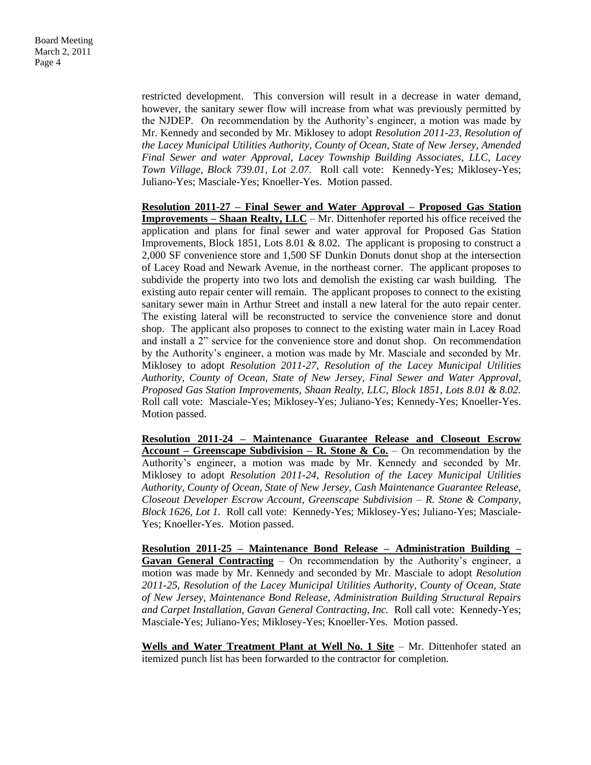restricted development. This conversion will result in a decrease in water demand, however, the sanitary sewer flow will increase from what was previously permitted by the NJDEP. On recommendation by the Authority's engineer, a motion was made by Mr. Kennedy and seconded by Mr. Miklosey to adopt *Resolution 2011-23, Resolution of the Lacey Municipal Utilities Authority, County of Ocean, State of New Jersey, Amended Final Sewer and water Approval, Lacey Township Building Associates, LLC, Lacey Town Village, Block 739.01, Lot 2.07.* Roll call vote: Kennedy-Yes; Miklosey-Yes; Juliano-Yes; Masciale-Yes; Knoeller-Yes. Motion passed.

**Resolution 2011-27 – Final Sewer and Water Approval – Proposed Gas Station Improvements – Shaan Realty, LLC** – Mr. Dittenhofer reported his office received the application and plans for final sewer and water approval for Proposed Gas Station Improvements, Block 1851, Lots 8.01 & 8.02. The applicant is proposing to construct a 2,000 SF convenience store and 1,500 SF Dunkin Donuts donut shop at the intersection of Lacey Road and Newark Avenue, in the northeast corner. The applicant proposes to subdivide the property into two lots and demolish the existing car wash building. The existing auto repair center will remain. The applicant proposes to connect to the existing sanitary sewer main in Arthur Street and install a new lateral for the auto repair center. The existing lateral will be reconstructed to service the convenience store and donut shop. The applicant also proposes to connect to the existing water main in Lacey Road and install a 2" service for the convenience store and donut shop. On recommendation by the Authority's engineer, a motion was made by Mr. Masciale and seconded by Mr. Miklosey to adopt *Resolution 2011-27, Resolution of the Lacey Municipal Utilities Authority, County of Ocean, State of New Jersey, Final Sewer and Water Approval, Proposed Gas Station Improvements, Shaan Realty, LLC, Block 1851, Lots 8.01 & 8.02.* Roll call vote: Masciale-Yes; Miklosey-Yes; Juliano-Yes; Kennedy-Yes; Knoeller-Yes. Motion passed.

**Resolution 2011-24 – Maintenance Guarantee Release and Closeout Escrow Account – Greenscape Subdivision – R. Stone & Co.** – On recommendation by the Authority's engineer, a motion was made by Mr. Kennedy and seconded by Mr. Miklosey to adopt *Resolution 2011-24, Resolution of the Lacey Municipal Utilities Authority, County of Ocean, State of New Jersey, Cash Maintenance Guarantee Release, Closeout Developer Escrow Account, Greenscape Subdivision – R. Stone & Company, Block 1626, Lot 1.* Roll call vote: Kennedy-Yes; Miklosey-Yes; Juliano-Yes; Masciale-Yes; Knoeller-Yes. Motion passed.

**Resolution 2011-25 – Maintenance Bond Release – Administration Building – Gavan General Contracting** – On recommendation by the Authority's engineer, a motion was made by Mr. Kennedy and seconded by Mr. Masciale to adopt *Resolution 2011-25, Resolution of the Lacey Municipal Utilities Authority, County of Ocean, State of New Jersey, Maintenance Bond Release, Administration Building Structural Repairs and Carpet Installation, Gavan General Contracting, Inc.* Roll call vote: Kennedy-Yes; Masciale-Yes; Juliano-Yes; Miklosey-Yes; Knoeller-Yes. Motion passed.

**Wells and Water Treatment Plant at Well No. 1 Site** – Mr. Dittenhofer stated an itemized punch list has been forwarded to the contractor for completion.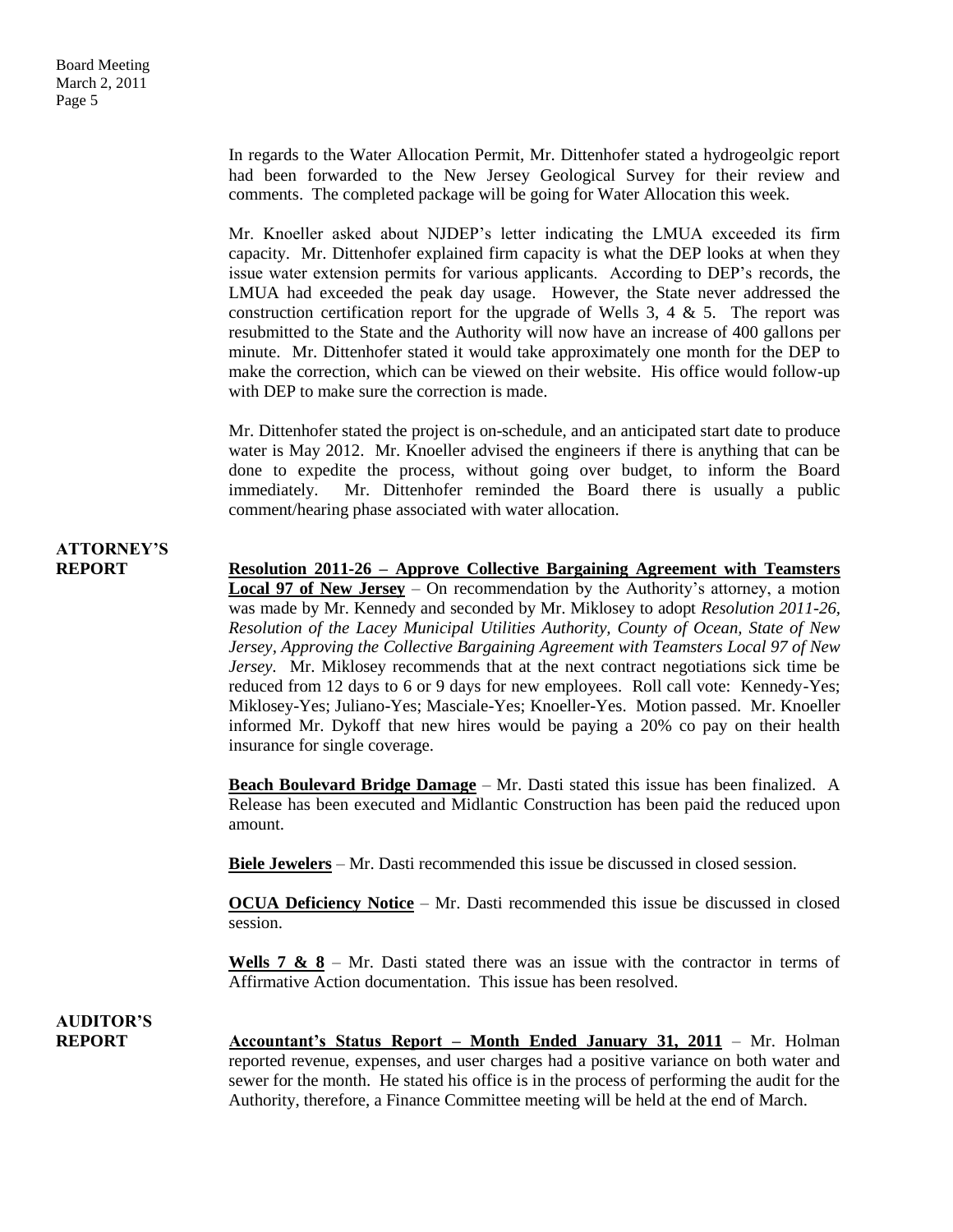In regards to the Water Allocation Permit, Mr. Dittenhofer stated a hydrogeolgic report had been forwarded to the New Jersey Geological Survey for their review and comments. The completed package will be going for Water Allocation this week.

Mr. Knoeller asked about NJDEP's letter indicating the LMUA exceeded its firm capacity. Mr. Dittenhofer explained firm capacity is what the DEP looks at when they issue water extension permits for various applicants. According to DEP's records, the LMUA had exceeded the peak day usage. However, the State never addressed the construction certification report for the upgrade of Wells 3, 4 & 5. The report was resubmitted to the State and the Authority will now have an increase of 400 gallons per minute. Mr. Dittenhofer stated it would take approximately one month for the DEP to make the correction, which can be viewed on their website. His office would follow-up with DEP to make sure the correction is made.

Mr. Dittenhofer stated the project is on-schedule, and an anticipated start date to produce water is May 2012. Mr. Knoeller advised the engineers if there is anything that can be done to expedite the process, without going over budget, to inform the Board immediately. Mr. Dittenhofer reminded the Board there is usually a public comment/hearing phase associated with water allocation.

**ATTORNEY'S REPORT**

**Resolution 2011-26 – Approve Collective Bargaining Agreement with Teamsters Local 97 of New Jersey** – On recommendation by the Authority's attorney, a motion was made by Mr. Kennedy and seconded by Mr. Miklosey to adopt *Resolution 2011-26, Resolution of the Lacey Municipal Utilities Authority, County of Ocean, State of New Jersey, Approving the Collective Bargaining Agreement with Teamsters Local 97 of New Jersey.* Mr. Miklosey recommends that at the next contract negotiations sick time be reduced from 12 days to 6 or 9 days for new employees. Roll call vote: Kennedy-Yes; Miklosey-Yes; Juliano-Yes; Masciale-Yes; Knoeller-Yes. Motion passed. Mr. Knoeller informed Mr. Dykoff that new hires would be paying a 20% co pay on their health insurance for single coverage.

**Beach Boulevard Bridge Damage** – Mr. Dasti stated this issue has been finalized. A Release has been executed and Midlantic Construction has been paid the reduced upon amount.

**Biele Jewelers** – Mr. Dasti recommended this issue be discussed in closed session.

**OCUA Deficiency Notice** – Mr. Dasti recommended this issue be discussed in closed session.

**Wells 7 & 8** – Mr. Dasti stated there was an issue with the contractor in terms of Affirmative Action documentation. This issue has been resolved.

**AUDITOR'S REPORT**

**Accountant's Status Report – Month Ended January 31, 2011** – Mr. Holman reported revenue, expenses, and user charges had a positive variance on both water and sewer for the month. He stated his office is in the process of performing the audit for the Authority, therefore, a Finance Committee meeting will be held at the end of March.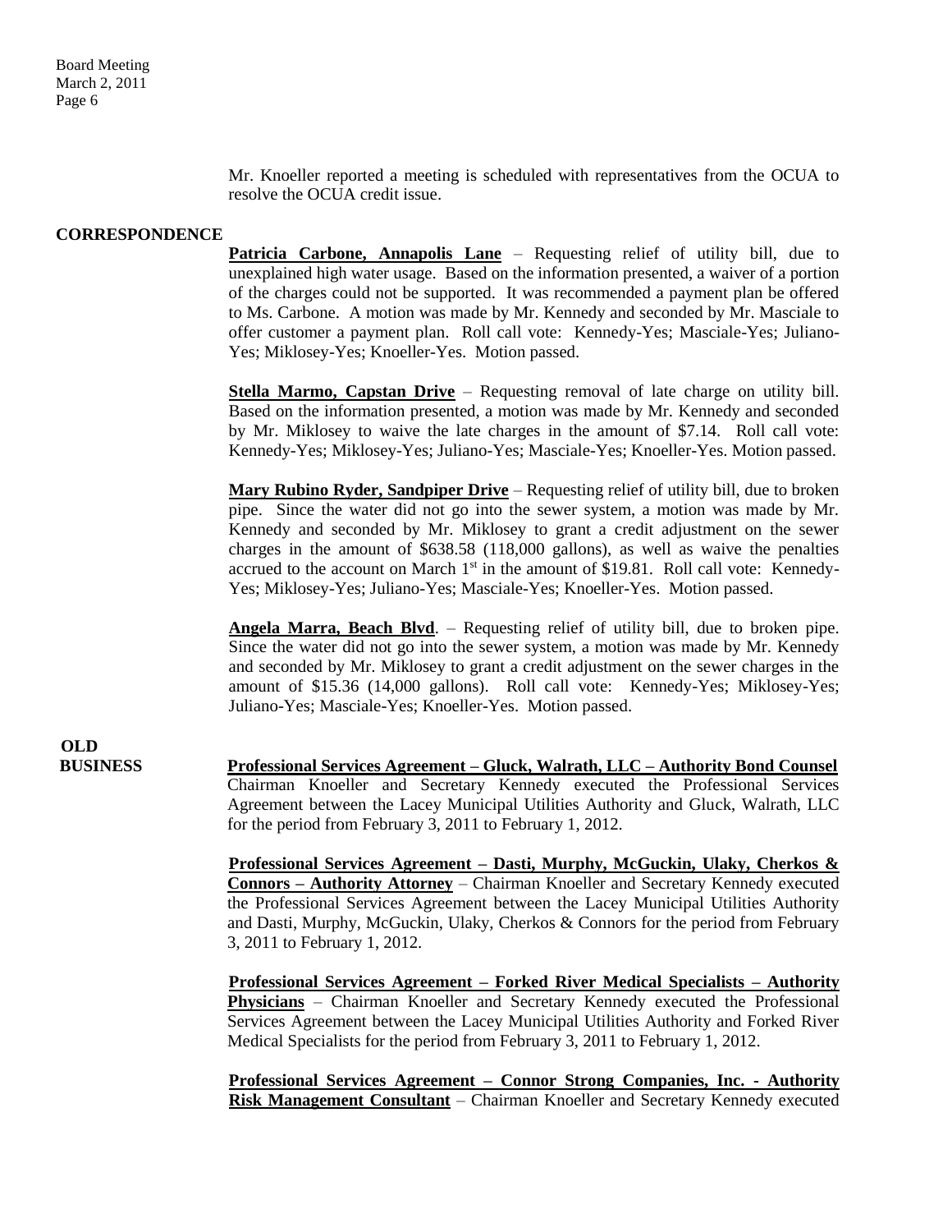Mr. Knoeller reported a meeting is scheduled with representatives from the OCUA to resolve the OCUA credit issue.

**CORRESPONDENCE**

**Patricia Carbone, Annapolis Lane** – Requesting relief of utility bill, due to unexplained high water usage. Based on the information presented, a waiver of a portion of the charges could not be supported. It was recommended a payment plan be offered to Ms. Carbone. A motion was made by Mr. Kennedy and seconded by Mr. Masciale to offer customer a payment plan. Roll call vote: Kennedy-Yes; Masciale-Yes; Juliano-Yes; Miklosey-Yes; Knoeller-Yes. Motion passed.

**Stella Marmo, Capstan Drive** – Requesting removal of late charge on utility bill. Based on the information presented, a motion was made by Mr. Kennedy and seconded by Mr. Miklosey to waive the late charges in the amount of $7.14. Roll call vote: Kennedy-Yes; Miklosey-Yes; Juliano-Yes; Masciale-Yes; Knoeller-Yes. Motion passed.

**Mary Rubino Ryder, Sandpiper Drive** – Requesting relief of utility bill, due to broken pipe. Since the water did not go into the sewer system, a motion was made by Mr. Kennedy and seconded by Mr. Miklosey to grant a credit adjustment on the sewer charges in the amount of $638.58 (118,000 gallons), as well as waive the penalties accrued to the account on March 1st in the amount of $19.81. Roll call vote: Kennedy-Yes; Miklosey-Yes; Juliano-Yes; Masciale-Yes; Knoeller-Yes. Motion passed.

**Angela Marra, Beach Blvd**. – Requesting relief of utility bill, due to broken pipe. Since the water did not go into the sewer system, a motion was made by Mr. Kennedy and seconded by Mr. Miklosey to grant a credit adjustment on the sewer charges in the amount of $15.36 (14,000 gallons). Roll call vote: Kennedy-Yes; Miklosey-Yes; Juliano-Yes; Masciale-Yes; Knoeller-Yes. Motion passed.

**OLD BUSINESS**

**Professional Services Agreement – Gluck, Walrath, LLC – Authority Bond Counsel**
Chairman Knoeller and Secretary Kennedy executed the Professional Services Agreement between the Lacey Municipal Utilities Authority and Gluck, Walrath, LLC for the period from February 3, 2011 to February 1, 2012.

**Professional Services Agreement – Dasti, Murphy, McGuckin, Ulaky, Cherkos & Connors – Authority Attorney** – Chairman Knoeller and Secretary Kennedy executed the Professional Services Agreement between the Lacey Municipal Utilities Authority and Dasti, Murphy, McGuckin, Ulaky, Cherkos & Connors for the period from February 3, 2011 to February 1, 2012.

**Professional Services Agreement – Forked River Medical Specialists – Authority Physicians** – Chairman Knoeller and Secretary Kennedy executed the Professional Services Agreement between the Lacey Municipal Utilities Authority and Forked River Medical Specialists for the period from February 3, 2011 to February 1, 2012.

**Professional Services Agreement – Connor Strong Companies, Inc. - Authority Risk Management Consultant** – Chairman Knoeller and Secretary Kennedy executed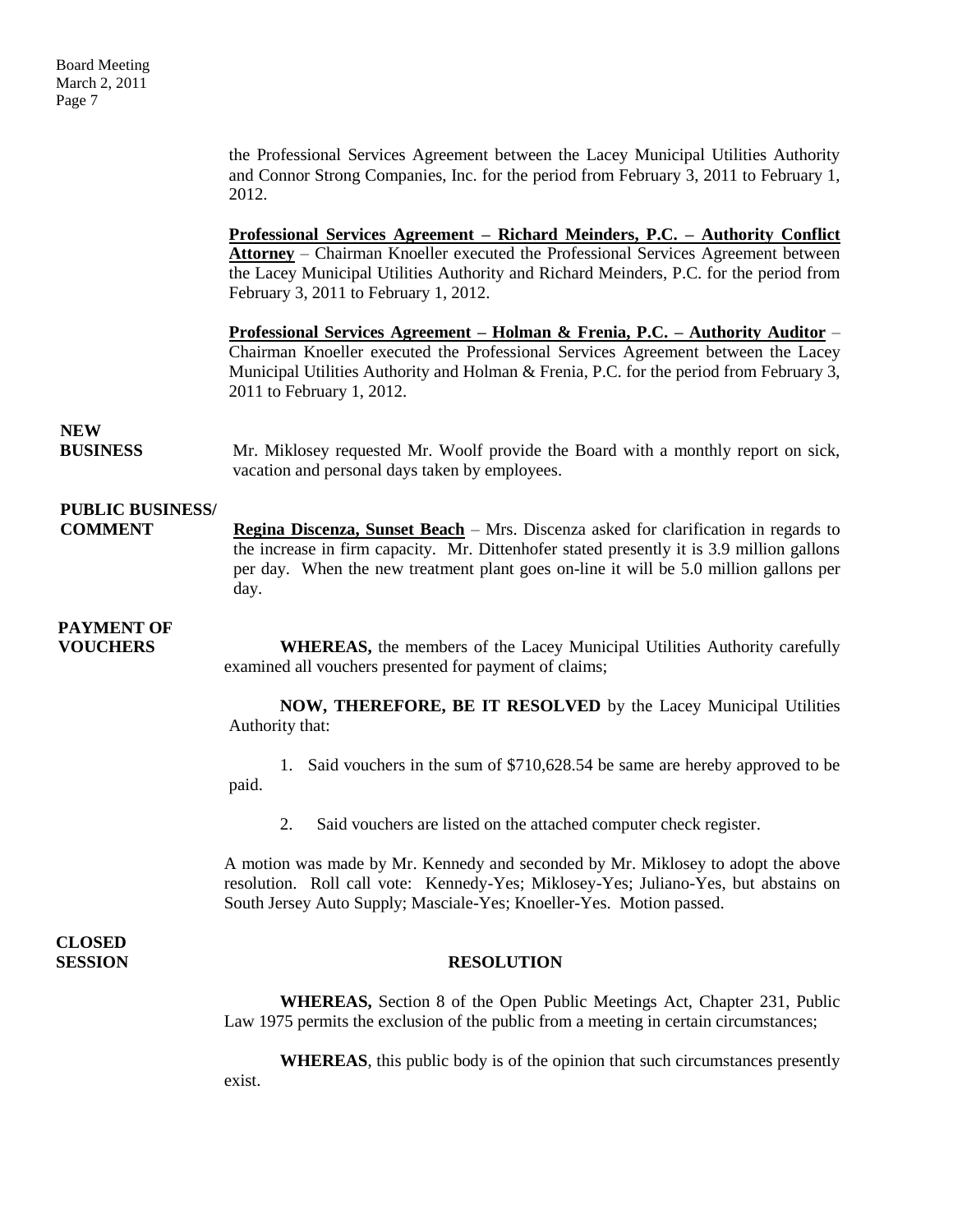the Professional Services Agreement between the Lacey Municipal Utilities Authority and Connor Strong Companies, Inc. for the period from February 3, 2011 to February 1, 2012.

**Professional Services Agreement – Richard Meinders, P.C. – Authority Conflict Attorney** – Chairman Knoeller executed the Professional Services Agreement between the Lacey Municipal Utilities Authority and Richard Meinders, P.C. for the period from February 3, 2011 to February 1, 2012.

**Professional Services Agreement – Holman & Frenia, P.C. – Authority Auditor** – Chairman Knoeller executed the Professional Services Agreement between the Lacey Municipal Utilities Authority and Holman & Frenia, P.C. for the period from February 3, 2011 to February 1, 2012.

**NEW BUSINESS**

Mr. Miklosey requested Mr. Woolf provide the Board with a monthly report on sick, vacation and personal days taken by employees.

**PUBLIC BUSINESS/ COMMENT**

**Regina Discenza, Sunset Beach** – Mrs. Discenza asked for clarification in regards to the increase in firm capacity. Mr. Dittenhofer stated presently it is 3.9 million gallons per day. When the new treatment plant goes on-line it will be 5.0 million gallons per day.

**PAYMENT OF VOUCHERS**

**WHEREAS,** the members of the Lacey Municipal Utilities Authority carefully examined all vouchers presented for payment of claims;

**NOW, THEREFORE, BE IT RESOLVED** by the Lacey Municipal Utilities Authority that:

1. Said vouchers in the sum of $710,628.54 be same are hereby approved to be paid.

2. Said vouchers are listed on the attached computer check register.

A motion was made by Mr. Kennedy and seconded by Mr. Miklosey to adopt the above resolution. Roll call vote: Kennedy-Yes; Miklosey-Yes; Juliano-Yes, but abstains on South Jersey Auto Supply; Masciale-Yes; Knoeller-Yes. Motion passed.

**CLOSED SESSION**

**RESOLUTION**

**WHEREAS,** Section 8 of the Open Public Meetings Act, Chapter 231, Public Law 1975 permits the exclusion of the public from a meeting in certain circumstances;

**WHEREAS**, this public body is of the opinion that such circumstances presently exist.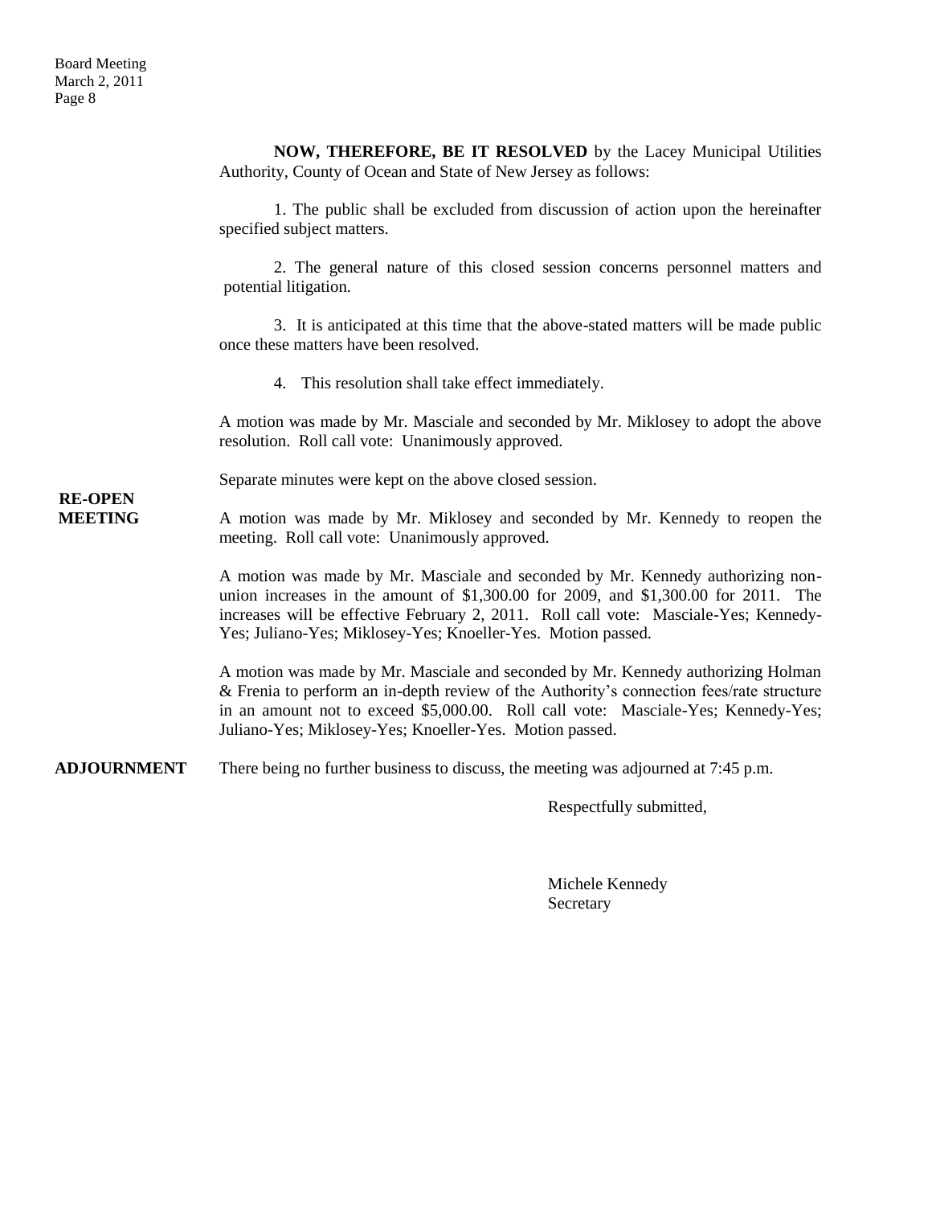**NOW, THEREFORE, BE IT RESOLVED** by the Lacey Municipal Utilities Authority, County of Ocean and State of New Jersey as follows:

1. The public shall be excluded from discussion of action upon the hereinafter specified subject matters.

2. The general nature of this closed session concerns personnel matters and potential litigation.

3. It is anticipated at this time that the above-stated matters will be made public once these matters have been resolved.

4. This resolution shall take effect immediately.

A motion was made by Mr. Masciale and seconded by Mr. Miklosey to adopt the above resolution. Roll call vote: Unanimously approved.

Separate minutes were kept on the above closed session.

**RE-OPEN MEETING**

A motion was made by Mr. Miklosey and seconded by Mr. Kennedy to reopen the meeting. Roll call vote: Unanimously approved.

A motion was made by Mr. Masciale and seconded by Mr. Kennedy authorizing non-union increases in the amount of $1,300.00 for 2009, and $1,300.00 for 2011. The increases will be effective February 2, 2011. Roll call vote: Masciale-Yes; Kennedy-Yes; Juliano-Yes; Miklosey-Yes; Knoeller-Yes. Motion passed.

A motion was made by Mr. Masciale and seconded by Mr. Kennedy authorizing Holman & Frenia to perform an in-depth review of the Authority's connection fees/rate structure in an amount not to exceed $5,000.00. Roll call vote: Masciale-Yes; Kennedy-Yes; Juliano-Yes; Miklosey-Yes; Knoeller-Yes. Motion passed.

**ADJOURNMENT**

There being no further business to discuss, the meeting was adjourned at 7:45 p.m.

Respectfully submitted,

Michele Kennedy
Secretary